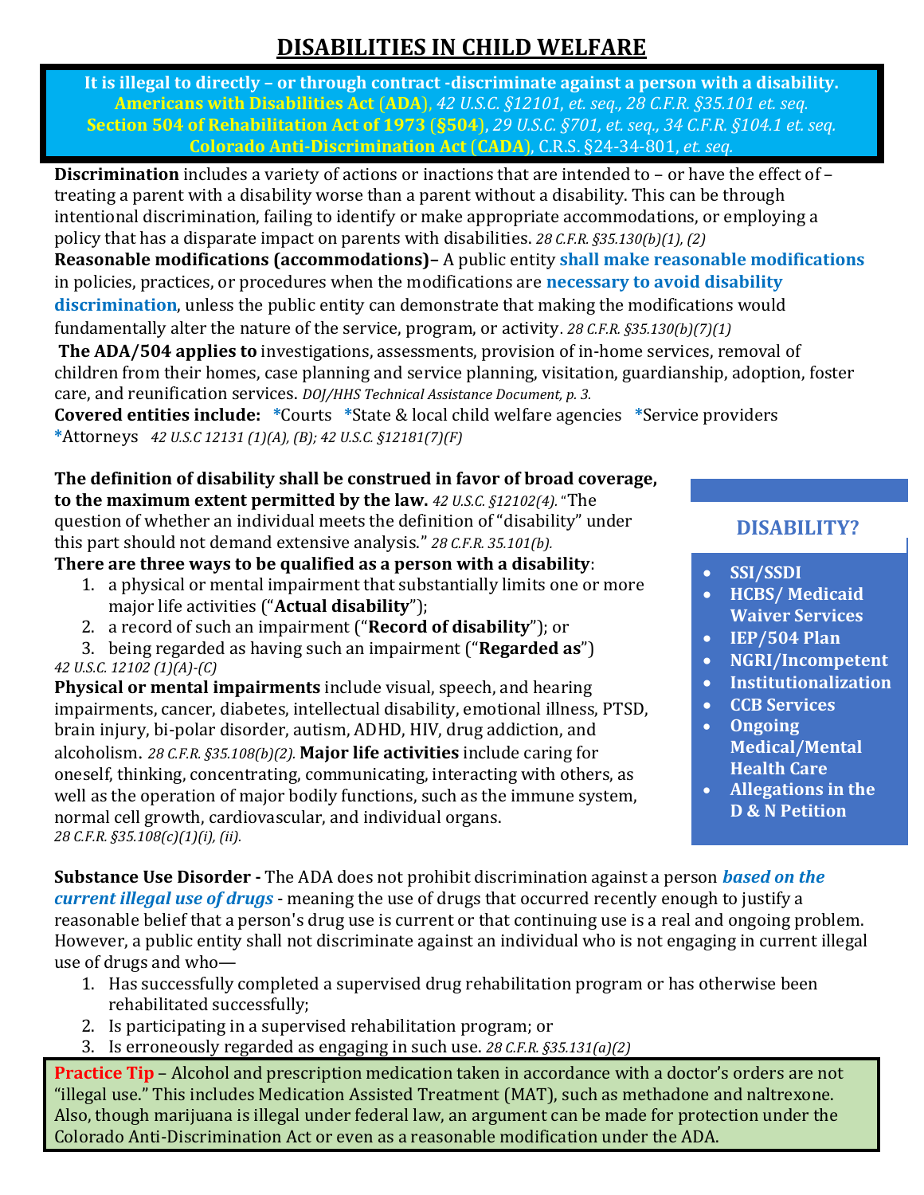# DISABILITIES IN CHILD WELFARE

**It is illegal to directly – or through contract -discriminate against a person with a disability.**
**Americans with Disabilities Act (ADA)**, *42 U.S.C. §12101, et. seq., 28 C.F.R. §35.101 et. seq.*
**Section 504 of Rehabilitation Act of 1973 (§504)**, *29 U.S.C. §701, et. seq., 34 C.F.R. §104.1 et. seq.*
**Colorado Anti-Discrimination Act (CADA)**, C.R.S. §24-34-801, *et. seq.*

**Discrimination** includes a variety of actions or inactions that are intended to – or have the effect of – treating a parent with a disability worse than a parent without a disability. This can be through intentional discrimination, failing to identify or make appropriate accommodations, or employing a policy that has a disparate impact on parents with disabilities. *28 C.F.R. §35.130(b)(1), (2)*

**Reasonable modifications (accommodations)–** A public entity **shall make reasonable modifications** in policies, practices, or procedures when the modifications are **necessary to avoid disability discrimination**, unless the public entity can demonstrate that making the modifications would fundamentally alter the nature of the service, program, or activity. *28 C.F.R. §35.130(b)(7)(1)*

**The ADA/504 applies to** investigations, assessments, provision of in-home services, removal of children from their homes, case planning and service planning, visitation, guardianship, adoption, foster care, and reunification services. *DOJ/HHS Technical Assistance Document, p. 3.*

**Covered entities include:** *Courts *State & local child welfare agencies *Service providers *Attorneys *42 U.S.C 12131 (1)(A), (B); 42 U.S.C. §12181(7)(F)*

**The definition of disability shall be construed in favor of broad coverage, to the maximum extent permitted by the law.** *42 U.S.C. §12102(4).* "The question of whether an individual meets the definition of "disability" under this part should not demand extensive analysis." *28 C.F.R. 35.101(b).*

**There are three ways to be qualified as a person with a disability**:

1. a physical or mental impairment that substantially limits one or more major life activities ("**Actual disability**");
2. a record of such an impairment ("**Record of disability**"); or
3. being regarded as having such an impairment ("**Regarded as**")

*42 U.S.C. 12102 (1)(A)-(C)*

**Physical or mental impairments** include visual, speech, and hearing impairments, cancer, diabetes, intellectual disability, emotional illness, PTSD, brain injury, bi-polar disorder, autism, ADHD, HIV, drug addiction, and alcoholism. *28 C.F.R. §35.108(b)(2).* **Major life activities** include caring for oneself, thinking, concentrating, communicating, interacting with others, as well as the operation of major bodily functions, such as the immune system, normal cell growth, cardiovascular, and individual organs. *28 C.F.R. §35.108(c)(1)(i), (ii).*

**DISABILITY?**

- **SSI/SSDI**
- **HCBS/ Medicaid Waiver Services**
- **IEP/504 Plan**
- **NGRI/Incompetent**
- **Institutionalization**
- **CCB Services**
- **Ongoing Medical/Mental Health Care**
- **Allegations in the D & N Petition**

**Substance Use Disorder -** The ADA does not prohibit discrimination against a person ***based on the current illegal use of drugs*** - meaning the use of drugs that occurred recently enough to justify a reasonable belief that a person's drug use is current or that continuing use is a real and ongoing problem. However, a public entity shall not discriminate against an individual who is not engaging in current illegal use of drugs and who—

1. Has successfully completed a supervised drug rehabilitation program or has otherwise been rehabilitated successfully;
2. Is participating in a supervised rehabilitation program; or
3. Is erroneously regarded as engaging in such use. *28 C.F.R. §35.131(a)(2)*

**Practice Tip** – Alcohol and prescription medication taken in accordance with a doctor's orders are not "illegal use." This includes Medication Assisted Treatment (MAT), such as methadone and naltrexone. Also, though marijuana is illegal under federal law, an argument can be made for protection under the Colorado Anti-Discrimination Act or even as a reasonable modification under the ADA.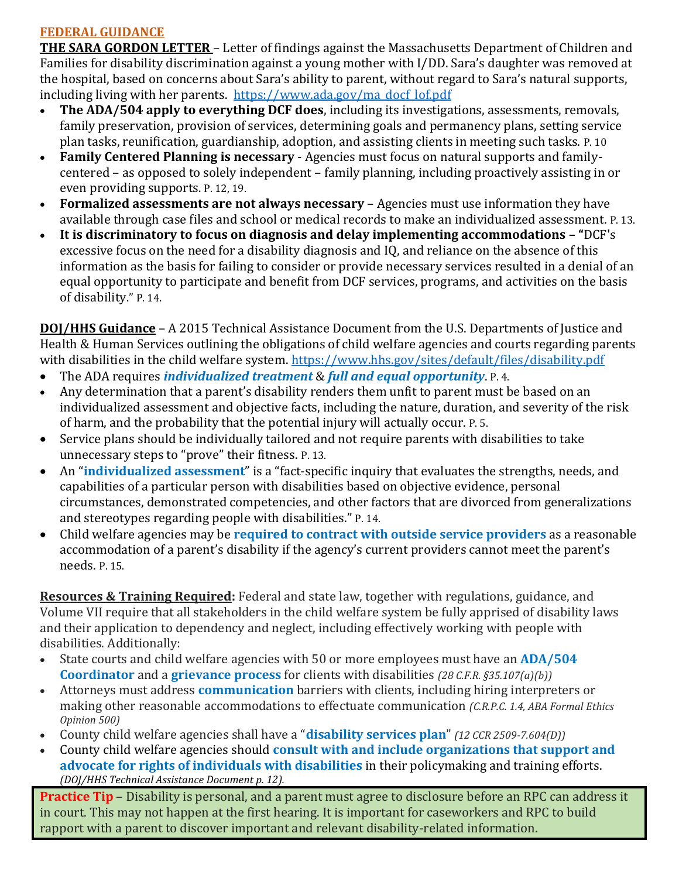## FEDERAL GUIDANCE

**THE SARA GORDON LETTER** – Letter of findings against the Massachusetts Department of Children and Families for disability discrimination against a young mother with I/DD. Sara's daughter was removed at the hospital, based on concerns about Sara's ability to parent, without regard to Sara's natural supports, including living with her parents. https://www.ada.gov/ma_docf_lof.pdf

- **The ADA/504 apply to everything DCF does**, including its investigations, assessments, removals, family preservation, provision of services, determining goals and permanency plans, setting service plan tasks, reunification, guardianship, adoption, and assisting clients in meeting such tasks. P. 10
- **Family Centered Planning is necessary** - Agencies must focus on natural supports and family-centered – as opposed to solely independent – family planning, including proactively assisting in or even providing supports. P. 12, 19.
- **Formalized assessments are not always necessary** – Agencies must use information they have available through case files and school or medical records to make an individualized assessment. P. 13.
- **It is discriminatory to focus on diagnosis and delay implementing accommodations – "**DCF's excessive focus on the need for a disability diagnosis and IQ, and reliance on the absence of this information as the basis for failing to consider or provide necessary services resulted in a denial of an equal opportunity to participate and benefit from DCF services, programs, and activities on the basis of disability." P. 14.

**DOJ/HHS Guidance** – A 2015 Technical Assistance Document from the U.S. Departments of Justice and Health & Human Services outlining the obligations of child welfare agencies and courts regarding parents with disabilities in the child welfare system. https://www.hhs.gov/sites/default/files/disability.pdf

- The ADA requires ***individualized treatment*** & ***full and equal opportunity***. P. 4.
- Any determination that a parent's disability renders them unfit to parent must be based on an individualized assessment and objective facts, including the nature, duration, and severity of the risk of harm, and the probability that the potential injury will actually occur. P. 5.
- Service plans should be individually tailored and not require parents with disabilities to take unnecessary steps to "prove" their fitness. P. 13.
- An "**individualized assessment**" is a "fact-specific inquiry that evaluates the strengths, needs, and capabilities of a particular person with disabilities based on objective evidence, personal circumstances, demonstrated competencies, and other factors that are divorced from generalizations and stereotypes regarding people with disabilities." P. 14.
- Child welfare agencies may be **required to contract with outside service providers** as a reasonable accommodation of a parent's disability if the agency's current providers cannot meet the parent's needs. P. 15.

**Resources & Training Required:** Federal and state law, together with regulations, guidance, and Volume VII require that all stakeholders in the child welfare system be fully apprised of disability laws and their application to dependency and neglect, including effectively working with people with disabilities. Additionally:

- State courts and child welfare agencies with 50 or more employees must have an **ADA/504 Coordinator** and a **grievance process** for clients with disabilities *(28 C.F.R. §35.107(a)(b))*
- Attorneys must address **communication** barriers with clients, including hiring interpreters or making other reasonable accommodations to effectuate communication *(C.R.P.C. 1.4, ABA Formal Ethics Opinion 500)*
- County child welfare agencies shall have a "**disability services plan**" *(12 CCR 2509-7.604(D))*
- County child welfare agencies should **consult with and include organizations that support and advocate for rights of individuals with disabilities** in their policymaking and training efforts. *(DOJ/HHS Technical Assistance Document p. 12).*

**Practice Tip** – Disability is personal, and a parent must agree to disclosure before an RPC can address it in court. This may not happen at the first hearing. It is important for caseworkers and RPC to build rapport with a parent to discover important and relevant disability-related information.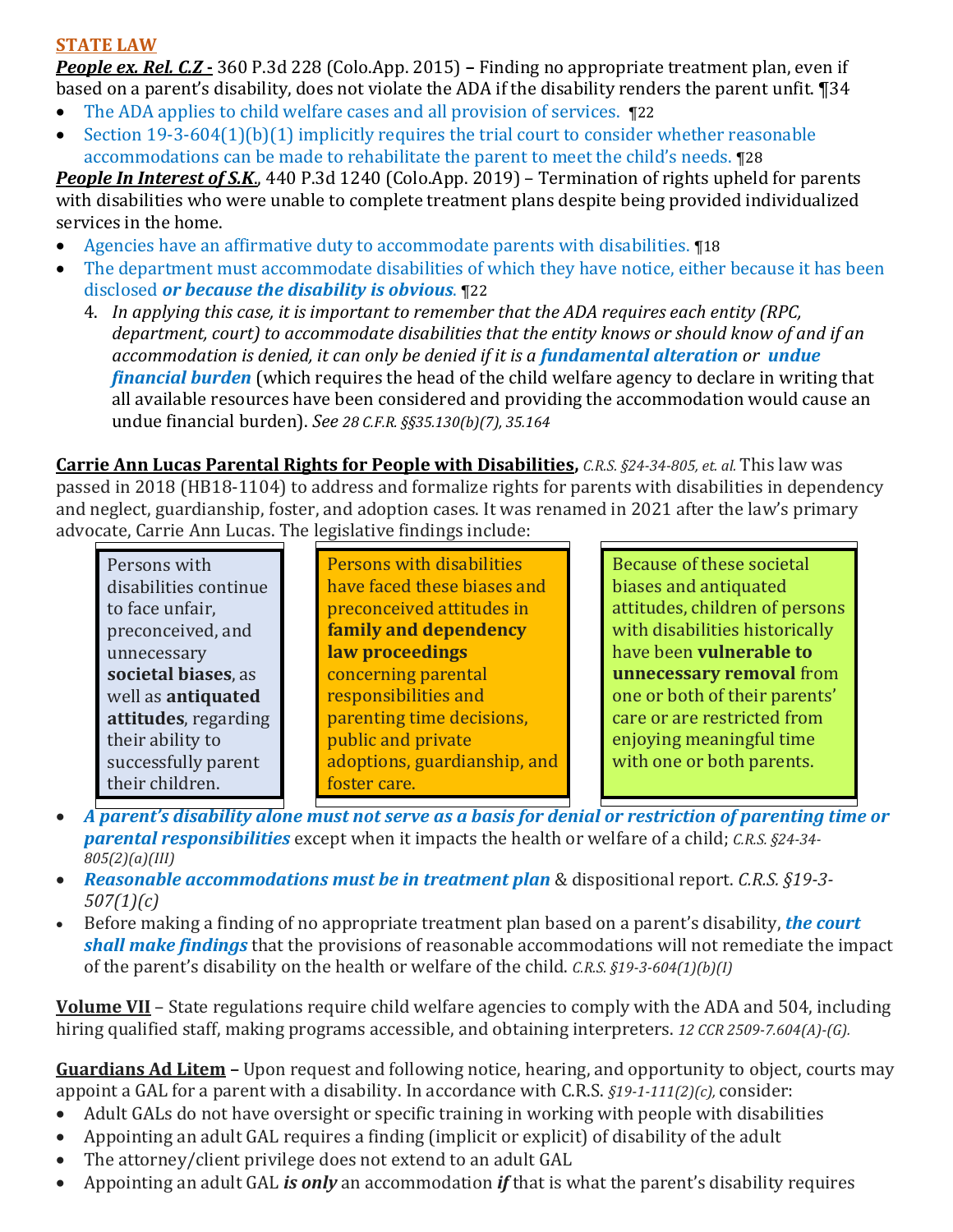## STATE LAW

***People ex. Rel. C.Z* -** 360 P.3d 228 (Colo.App. 2015) **–** Finding no appropriate treatment plan, even if based on a parent's disability, does not violate the ADA if the disability renders the parent unfit. ¶34

- The ADA applies to child welfare cases and all provision of services. ¶22
- Section 19-3-604(1)(b)(1) implicitly requires the trial court to consider whether reasonable accommodations can be made to rehabilitate the parent to meet the child's needs. ¶28

***People In Interest of S.K.***, 440 P.3d 1240 (Colo.App. 2019) – Termination of rights upheld for parents with disabilities who were unable to complete treatment plans despite being provided individualized services in the home.

- Agencies have an affirmative duty to accommodate parents with disabilities. ¶18
- The department must accommodate disabilities of which they have notice, either because it has been disclosed ***or because the disability is obvious***. ¶22

4. *In applying this case, it is important to remember that the ADA requires each entity (RPC, department, court) to accommodate disabilities that the entity knows or should know of and if an accommodation is denied, it can only be denied if it is a **fundamental alteration** or **undue financial burden*** (which requires the head of the child welfare agency to declare in writing that all available resources have been considered and providing the accommodation would cause an undue financial burden). *See 28 C.F.R. §§35.130(b)(7), 35.164*

**Carrie Ann Lucas Parental Rights for People with Disabilities,** *C.R.S. §24-34-805, et. al.* This law was passed in 2018 (HB18-1104) to address and formalize rights for parents with disabilities in dependency and neglect, guardianship, foster, and adoption cases. It was renamed in 2021 after the law's primary advocate, Carrie Ann Lucas. The legislative findings include:

| | | |
|---|---|---|
| Persons with disabilities continue to face unfair, preconceived, and unnecessary **societal biases**, as well as **antiquated attitudes**, regarding their ability to successfully parent their children. | Persons with disabilities have faced these biases and preconceived attitudes in **family and dependency law proceedings** concerning parental responsibilities and parenting time decisions, public and private adoptions, guardianship, and foster care. | Because of these societal biases and antiquated attitudes, children of persons with disabilities historically have been **vulnerable to unnecessary removal** from one or both of their parents' care or are restricted from enjoying meaningful time with one or both parents. |

- ***A parent's disability alone must not serve as a basis for denial or restriction of parenting time or parental responsibilities*** except when it impacts the health or welfare of a child; *C.R.S. §24-34-805(2)(a)(III)*
- ***Reasonable accommodations must be in treatment plan*** & dispositional report. *C.R.S. §19-3-507(1)(c)*
- Before making a finding of no appropriate treatment plan based on a parent's disability, ***the court shall make findings*** that the provisions of reasonable accommodations will not remediate the impact of the parent's disability on the health or welfare of the child. *C.R.S. §19-3-604(1)(b)(I)*

**Volume VII** – State regulations require child welfare agencies to comply with the ADA and 504, including hiring qualified staff, making programs accessible, and obtaining interpreters. *12 CCR 2509-7.604(A)-(G).*

**Guardians Ad Litem –** Upon request and following notice, hearing, and opportunity to object, courts may appoint a GAL for a parent with a disability. In accordance with C.R.S. *§19-1-111(2)(c),* consider:

- Adult GALs do not have oversight or specific training in working with people with disabilities
- Appointing an adult GAL requires a finding (implicit or explicit) of disability of the adult
- The attorney/client privilege does not extend to an adult GAL
- Appointing an adult GAL ***is only*** an accommodation ***if*** that is what the parent's disability requires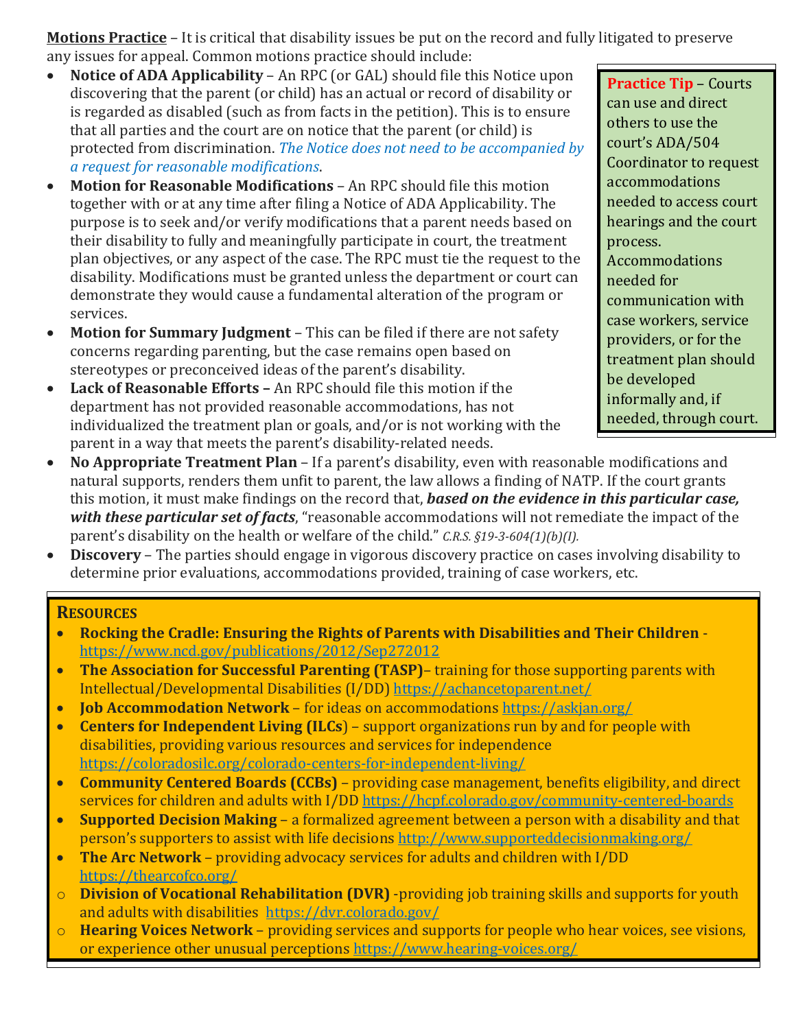**Motions Practice** – It is critical that disability issues be put on the record and fully litigated to preserve any issues for appeal. Common motions practice should include:

- **Notice of ADA Applicability** – An RPC (or GAL) should file this Notice upon discovering that the parent (or child) has an actual or record of disability or is regarded as disabled (such as from facts in the petition). This is to ensure that all parties and the court are on notice that the parent (or child) is protected from discrimination. *The Notice does not need to be accompanied by a request for reasonable modifications*.
- **Motion for Reasonable Modifications** – An RPC should file this motion together with or at any time after filing a Notice of ADA Applicability. The purpose is to seek and/or verify modifications that a parent needs based on their disability to fully and meaningfully participate in court, the treatment plan objectives, or any aspect of the case. The RPC must tie the request to the disability. Modifications must be granted unless the department or court can demonstrate they would cause a fundamental alteration of the program or services.
- **Motion for Summary Judgment** – This can be filed if there are not safety concerns regarding parenting, but the case remains open based on stereotypes or preconceived ideas of the parent's disability.
- **Lack of Reasonable Efforts –** An RPC should file this motion if the department has not provided reasonable accommodations, has not individualized the treatment plan or goals, and/or is not working with the parent in a way that meets the parent's disability-related needs.
- **No Appropriate Treatment Plan** – If a parent's disability, even with reasonable modifications and natural supports, renders them unfit to parent, the law allows a finding of NATP. If the court grants this motion, it must make findings on the record that, ***based on the evidence in this particular case, with these particular set of facts***, "reasonable accommodations will not remediate the impact of the parent's disability on the health or welfare of the child." *C.R.S. §19-3-604(1)(b)(I).*
- **Discovery** – The parties should engage in vigorous discovery practice on cases involving disability to determine prior evaluations, accommodations provided, training of case workers, etc.

**Practice Tip** – Courts can use and direct others to use the court's ADA/504 Coordinator to request accommodations needed to access court hearings and the court process. Accommodations needed for communication with case workers, service providers, or for the treatment plan should be developed informally and, if needed, through court.

**RESOURCES**

- **Rocking the Cradle: Ensuring the Rights of Parents with Disabilities and Their Children** - https://www.ncd.gov/publications/2012/Sep272012
- **The Association for Successful Parenting (TASP)**– training for those supporting parents with Intellectual/Developmental Disabilities (I/DD) https://achancetoparent.net/
- **Job Accommodation Network** – for ideas on accommodations https://askjan.org/
- **Centers for Independent Living (ILCs**) – support organizations run by and for people with disabilities, providing various resources and services for independence https://coloradosilc.org/colorado-centers-for-independent-living/
- **Community Centered Boards (CCBs)** – providing case management, benefits eligibility, and direct services for children and adults with I/DD https://hcpf.colorado.gov/community-centered-boards
- **Supported Decision Making** – a formalized agreement between a person with a disability and that person's supporters to assist with life decisions http://www.supporteddecisionmaking.org/
- **The Arc Network** – providing advocacy services for adults and children with I/DD https://thearcofco.org/
  - **Division of Vocational Rehabilitation (DVR)** -providing job training skills and supports for youth and adults with disabilities https://dvr.colorado.gov/
  - **Hearing Voices Network** – providing services and supports for people who hear voices, see visions, or experience other unusual perceptions https://www.hearing-voices.org/